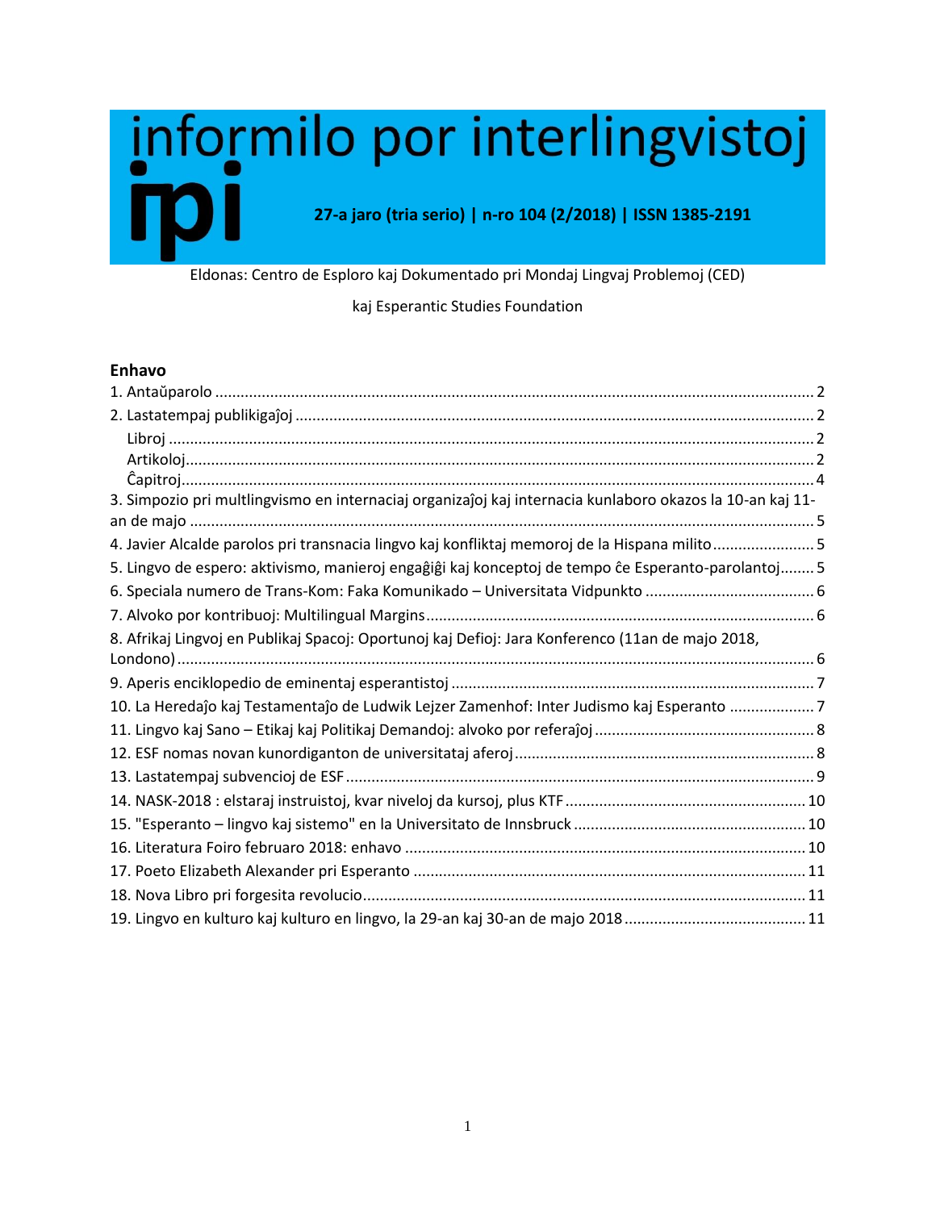# informilo por interlingvistoj

# ipi

**27-a jaro (tria serio) | n-ro 104 (2/2018) | ISSN 1385-2191**

Eldonas: Centro de Esploro kaj Dokumentado pri Mondaj Lingvaj Problemoj (CED)

kaj Esperantic Studies Foundation

## Enhavo

1. Antaŭparolo ... 2
2. Lastatempaj publikigaĵoj ... 2
   - Libroj ... 2
   - Artikoloj ... 2
   - Ĉapitroj ... 4
3. Simpozio pri multlingvismo en internaciaj organizaĵoj kaj internacia kunlaboro okazos la 10-an kaj 11-an de majo ... 5
4. Javier Alcalde parolos pri transnacia lingvo kaj konfliktaj memoroj de la Hispana milito ... 5
5. Lingvo de espero: aktivismo, manieroj engaĝiĝi kaj konceptoj de tempo ĉe Esperanto-parolantoj ... 5
6. Speciala numero de Trans-Kom: Faka Komunikado – Universitata Vidpunkto ... 6
7. Alvoko por kontribuoj: Multilingual Margins ... 6
8. Afrikaj Lingvoj en Publikaj Spacoj: Oportunoj kaj Defioj: Jara Konferenco (11an de majo 2018, Londono) ... 6
9. Aperis enciklopedio de eminentaj esperantistoj ... 7
10. La Heredaĵo kaj Testamentaĵo de Ludwik Lejzer Zamenhof: Inter Judismo kaj Esperanto ... 7
11. Lingvo kaj Sano – Etikaj kaj Politikaj Demandoj: alvoko por referaĵoj ... 8
12. ESF nomas novan kunordiganton de universitataj aferoj ... 8
13. Lastatempaj subvencioj de ESF ... 9
14. NASK-2018 : elstaraj instruistoj, kvar niveloj da kursoj, plus KTF ... 10
15. "Esperanto – lingvo kaj sistemo" en la Universitato de Innsbruck ... 10
16. Literatura Foiro februaro 2018: enhavo ... 10
17. Poeto Elizabeth Alexander pri Esperanto ... 11
18. Nova Libro pri forgesita revolucio ... 11
19. Lingvo en kulturo kaj kulturo en lingvo, la 29-an kaj 30-an de majo 2018 ... 11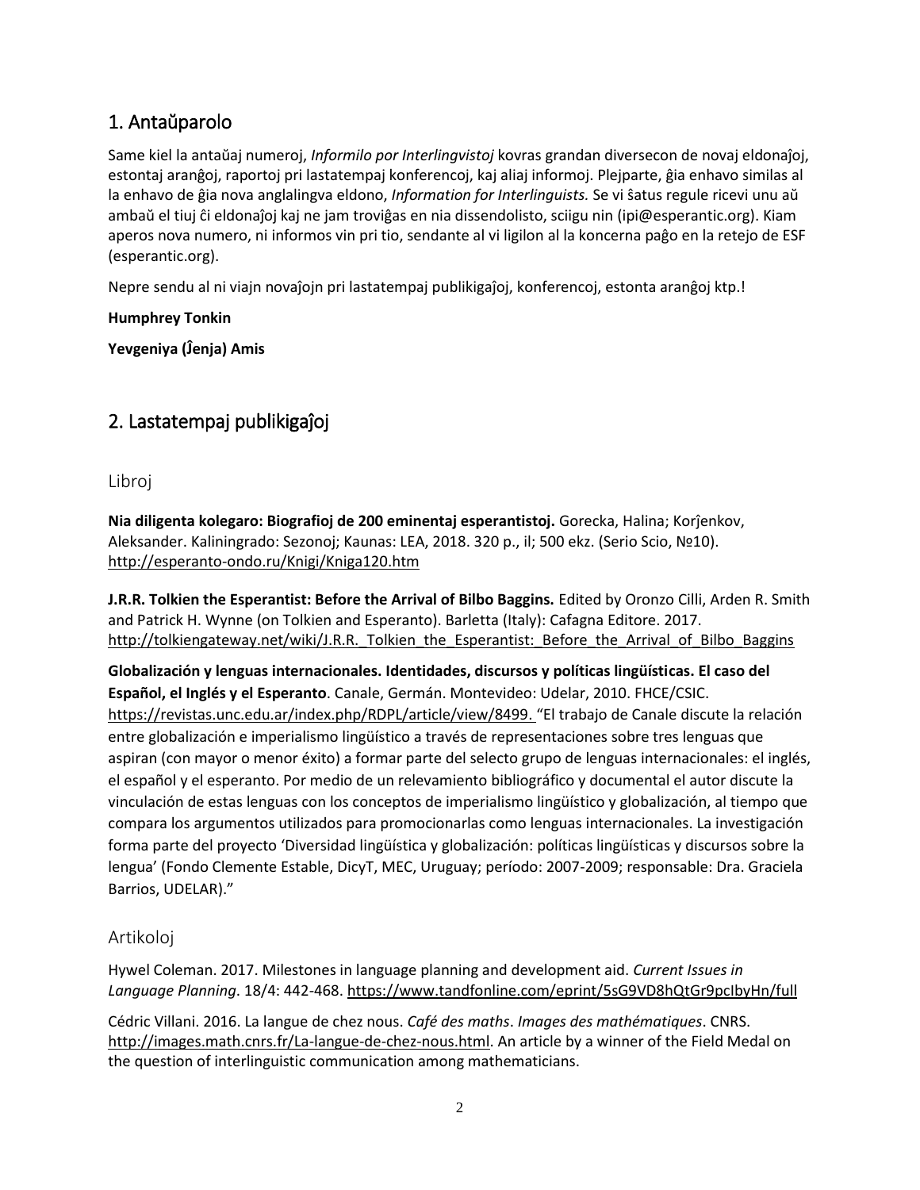## 1. Antaŭparolo

Same kiel la antaŭaj numeroj, *Informilo por Interlingvistoj* kovras grandan diversecon de novaj eldonaĵoj, estontaj aranĝoj, raportoj pri lastatempaj konferencoj, kaj aliaj informoj. Plejparte, ĝia enhavo similas al la enhavo de ĝia nova anglalingva eldono, *Information for Interlinguists.* Se vi ŝatus regule ricevi unu aŭ ambaŭ el tiuj ĉi eldonaĵoj kaj ne jam troviĝas en nia dissendolisto, sciigu nin (ipi@esperantic.org). Kiam aperos nova numero, ni informos vin pri tio, sendante al vi ligilon al la koncerna paĝo en la retejo de ESF (esperantic.org).

Nepre sendu al ni viajn novaĵojn pri lastatempaj publikigaĵoj, konferencoj, estonta aranĝoj ktp.!

**Humphrey Tonkin**

**Yevgeniya (Ĵenja) Amis**

## 2. Lastatempaj publikigaĵoj

### Libroj

**Nia diligenta kolegaro: Biografioj de 200 eminentaj esperantistoj.** Gorecka, Halina; Korĵenkov, Aleksander. Kaliningrado: Sezonoj; Kaunas: LEA, 2018. 320 p., il; 500 ekz. (Serio Scio, №10). http://esperanto-ondo.ru/Knigi/Kniga120.htm

**J.R.R. Tolkien the Esperantist: Before the Arrival of Bilbo Baggins.** Edited by Oronzo Cilli, Arden R. Smith and Patrick H. Wynne (on Tolkien and Esperanto). Barletta (Italy): Cafagna Editore. 2017. http://tolkiengateway.net/wiki/J.R.R._Tolkien_the_Esperantist:_Before_the_Arrival_of_Bilbo_Baggins

**Globalización y lenguas internacionales. Identidades, discursos y políticas lingüísticas. El caso del Español, el Inglés y el Esperanto**. Canale, Germán. Montevideo: Udelar, 2010. FHCE/CSIC. https://revistas.unc.edu.ar/index.php/RDPL/article/view/8499. "El trabajo de Canale discute la relación entre globalización e imperialismo lingüístico a través de representaciones sobre tres lenguas que aspiran (con mayor o menor éxito) a formar parte del selecto grupo de lenguas internacionales: el inglés, el español y el esperanto. Por medio de un relevamiento bibliográfico y documental el autor discute la vinculación de estas lenguas con los conceptos de imperialismo lingüístico y globalización, al tiempo que compara los argumentos utilizados para promocionarlas como lenguas internacionales. La investigación forma parte del proyecto 'Diversidad lingüística y globalización: políticas lingüísticas y discursos sobre la lengua' (Fondo Clemente Estable, DicyT, MEC, Uruguay; período: 2007-2009; responsable: Dra. Graciela Barrios, UDELAR)."

### Artikoloj

Hywel Coleman. 2017. Milestones in language planning and development aid. *Current Issues in Language Planning*. 18/4: 442-468. https://www.tandfonline.com/eprint/5sG9VD8hQtGr9pcIbyHn/full

Cédric Villani. 2016. La langue de chez nous. *Café des maths*. *Images des mathématiques*. CNRS. http://images.math.cnrs.fr/La-langue-de-chez-nous.html. An article by a winner of the Field Medal on the question of interlinguistic communication among mathematicians.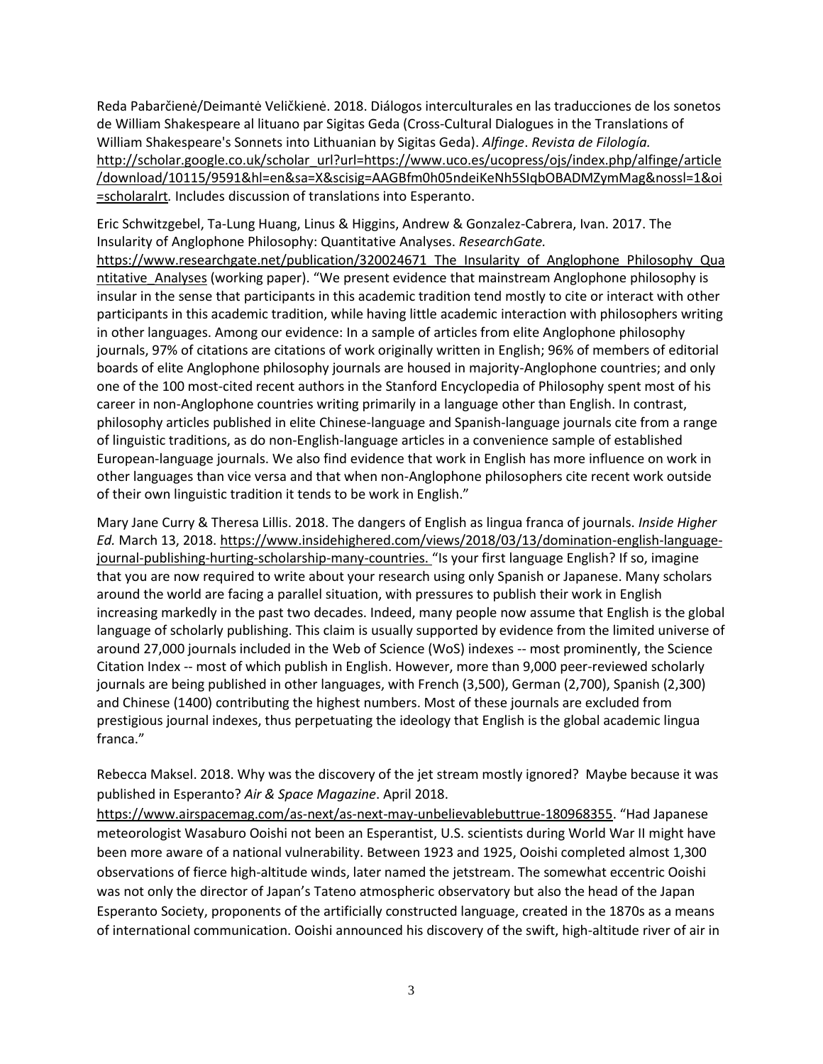Reda Pabarčienė/Deimantė Veličkienė. 2018. Diálogos interculturales en las traducciones de los sonetos de William Shakespeare al lituano par Sigitas Geda (Cross-Cultural Dialogues in the Translations of William Shakespeare's Sonnets into Lithuanian by Sigitas Geda). *Alfinge*. *Revista de Filología.* http://scholar.google.co.uk/scholar_url?url=https://www.uco.es/ucopress/ojs/index.php/alfinge/article/download/10115/9591&hl=en&sa=X&scisig=AAGBfm0h05ndeiKeNh5SIqbOBADMZymMag&nossl=1&oi=scholaralrt*.* Includes discussion of translations into Esperanto.

Eric Schwitzgebel, Ta-Lung Huang, Linus & Higgins, Andrew & Gonzalez-Cabrera, Ivan. 2017. The Insularity of Anglophone Philosophy: Quantitative Analyses. *ResearchGate.* https://www.researchgate.net/publication/320024671_The_Insularity_of_Anglophone_Philosophy_Quantitative_Analyses (working paper). "We present evidence that mainstream Anglophone philosophy is insular in the sense that participants in this academic tradition tend mostly to cite or interact with other participants in this academic tradition, while having little academic interaction with philosophers writing in other languages. Among our evidence: In a sample of articles from elite Anglophone philosophy journals, 97% of citations are citations of work originally written in English; 96% of members of editorial boards of elite Anglophone philosophy journals are housed in majority-Anglophone countries; and only one of the 100 most-cited recent authors in the Stanford Encyclopedia of Philosophy spent most of his career in non-Anglophone countries writing primarily in a language other than English. In contrast, philosophy articles published in elite Chinese-language and Spanish-language journals cite from a range of linguistic traditions, as do non-English-language articles in a convenience sample of established European-language journals. We also find evidence that work in English has more influence on work in other languages than vice versa and that when non-Anglophone philosophers cite recent work outside of their own linguistic tradition it tends to be work in English."

Mary Jane Curry & Theresa Lillis. 2018. The dangers of English as lingua franca of journals. *Inside Higher Ed.* March 13, 2018. https://www.insidehighered.com/views/2018/03/13/domination-english-language-journal-publishing-hurting-scholarship-many-countries. "Is your first language English? If so, imagine that you are now required to write about your research using only Spanish or Japanese. Many scholars around the world are facing a parallel situation, with pressures to publish their work in English increasing markedly in the past two decades. Indeed, many people now assume that English is the global language of scholarly publishing. This claim is usually supported by evidence from the limited universe of around 27,000 journals included in the Web of Science (WoS) indexes -- most prominently, the Science Citation Index -- most of which publish in English. However, more than 9,000 peer-reviewed scholarly journals are being published in other languages, with French (3,500), German (2,700), Spanish (2,300) and Chinese (1400) contributing the highest numbers. Most of these journals are excluded from prestigious journal indexes, thus perpetuating the ideology that English is the global academic lingua franca."

Rebecca Maksel. 2018. Why was the discovery of the jet stream mostly ignored? Maybe because it was published in Esperanto? *Air & Space Magazine*. April 2018. https://www.airspacemag.com/as-next/as-next-may-unbelievablebuttrue-180968355. "Had Japanese meteorologist Wasaburo Ooishi not been an Esperantist, U.S. scientists during World War II might have been more aware of a national vulnerability. Between 1923 and 1925, Ooishi completed almost 1,300 observations of fierce high-altitude winds, later named the jetstream. The somewhat eccentric Ooishi was not only the director of Japan's Tateno atmospheric observatory but also the head of the Japan Esperanto Society, proponents of the artificially constructed language, created in the 1870s as a means of international communication. Ooishi announced his discovery of the swift, high-altitude river of air in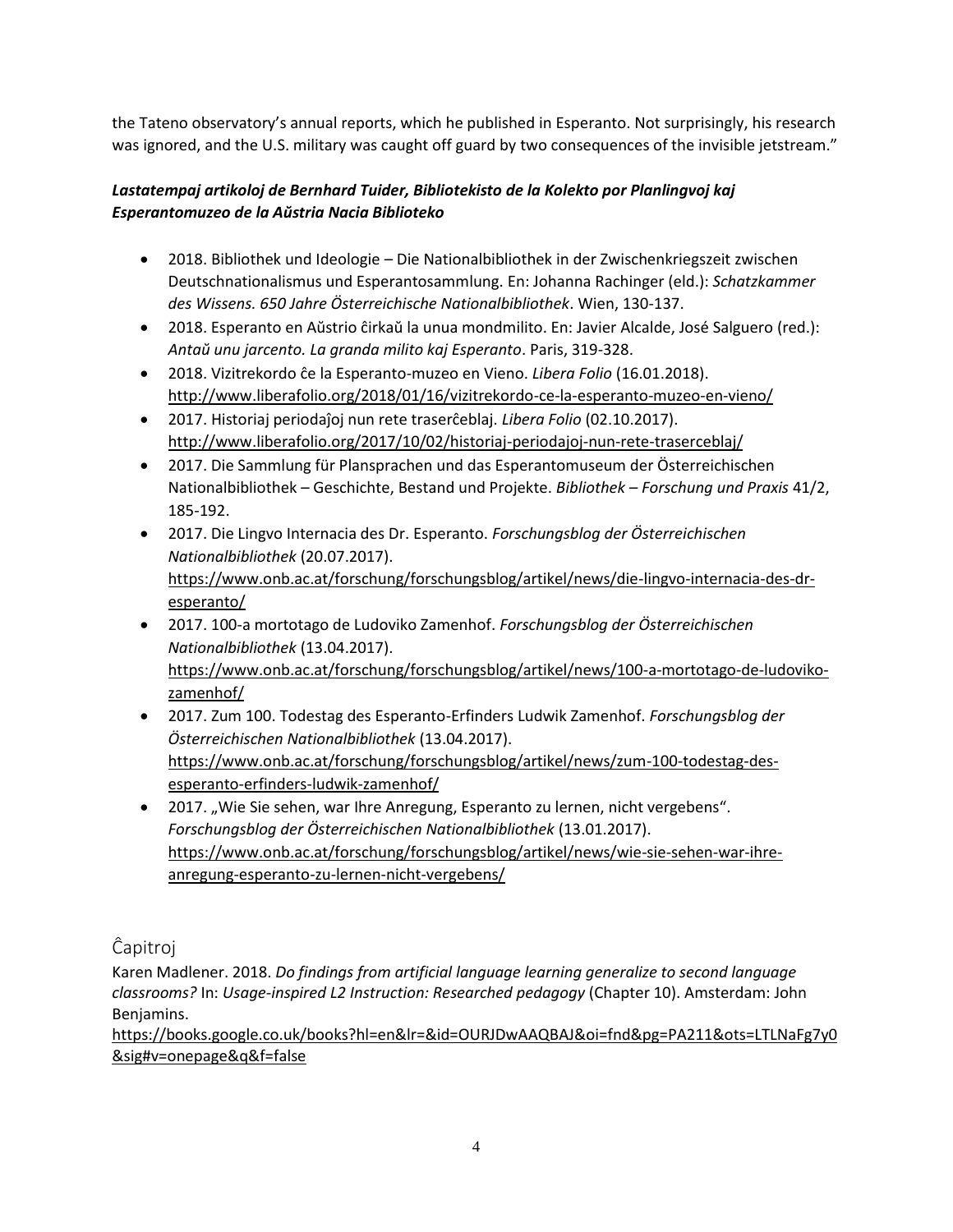the Tateno observatory's annual reports, which he published in Esperanto. Not surprisingly, his research was ignored, and the U.S. military was caught off guard by two consequences of the invisible jetstream."

***Lastatempaj artikoloj de Bernhard Tuider, Bibliotekisto de la Kolekto por Planlingvoj kaj Esperantomuzeo de la Aŭstria Nacia Biblioteko***

- 2018. Bibliothek und Ideologie – Die Nationalbibliothek in der Zwischenkriegszeit zwischen Deutschnationalismus und Esperantosammlung. En: Johanna Rachinger (eld.): *Schatzkammer des Wissens. 650 Jahre Österreichische Nationalbibliothek*. Wien, 130-137.
- 2018. Esperanto en Aŭstrio ĉirkaŭ la unua mondmilito. En: Javier Alcalde, José Salguero (red.): *Antaŭ unu jarcento. La granda milito kaj Esperanto*. Paris, 319-328.
- 2018. Vizitrekordo ĉe la Esperanto-muzeo en Vieno. *Libera Folio* (16.01.2018). http://www.liberafolio.org/2018/01/16/vizitrekordo-ce-la-esperanto-muzeo-en-vieno/
- 2017. Historiaj periodaĵoj nun rete traserĉeblaj. *Libera Folio* (02.10.2017). http://www.liberafolio.org/2017/10/02/historiaj-periodajoj-nun-rete-traserceblaj/
- 2017. Die Sammlung für Plansprachen und das Esperantomuseum der Österreichischen Nationalbibliothek – Geschichte, Bestand und Projekte. *Bibliothek – Forschung und Praxis* 41/2, 185-192.
- 2017. Die Lingvo Internacia des Dr. Esperanto. *Forschungsblog der Österreichischen Nationalbibliothek* (20.07.2017). https://www.onb.ac.at/forschung/forschungsblog/artikel/news/die-lingvo-internacia-des-dr-esperanto/
- 2017. 100-a mortotago de Ludoviko Zamenhof. *Forschungsblog der Österreichischen Nationalbibliothek* (13.04.2017). https://www.onb.ac.at/forschung/forschungsblog/artikel/news/100-a-mortotago-de-ludoviko-zamenhof/
- 2017. Zum 100. Todestag des Esperanto-Erfinders Ludwik Zamenhof. *Forschungsblog der Österreichischen Nationalbibliothek* (13.04.2017). https://www.onb.ac.at/forschung/forschungsblog/artikel/news/zum-100-todestag-des-esperanto-erfinders-ludwik-zamenhof/
- 2017. „Wie Sie sehen, war Ihre Anregung, Esperanto zu lernen, nicht vergebens". *Forschungsblog der Österreichischen Nationalbibliothek* (13.01.2017). https://www.onb.ac.at/forschung/forschungsblog/artikel/news/wie-sie-sehen-war-ihre-anregung-esperanto-zu-lernen-nicht-vergebens/

## Ĉapitroj

Karen Madlener. 2018. *Do findings from artificial language learning generalize to second language classrooms?* In: *Usage-inspired L2 Instruction: Researched pedagogy* (Chapter 10). Amsterdam: John Benjamins.
https://books.google.co.uk/books?hl=en&lr=&id=OURJDwAAQBAJ&oi=fnd&pg=PA211&ots=LTLNaFg7y0&sig#v=onepage&q&f=false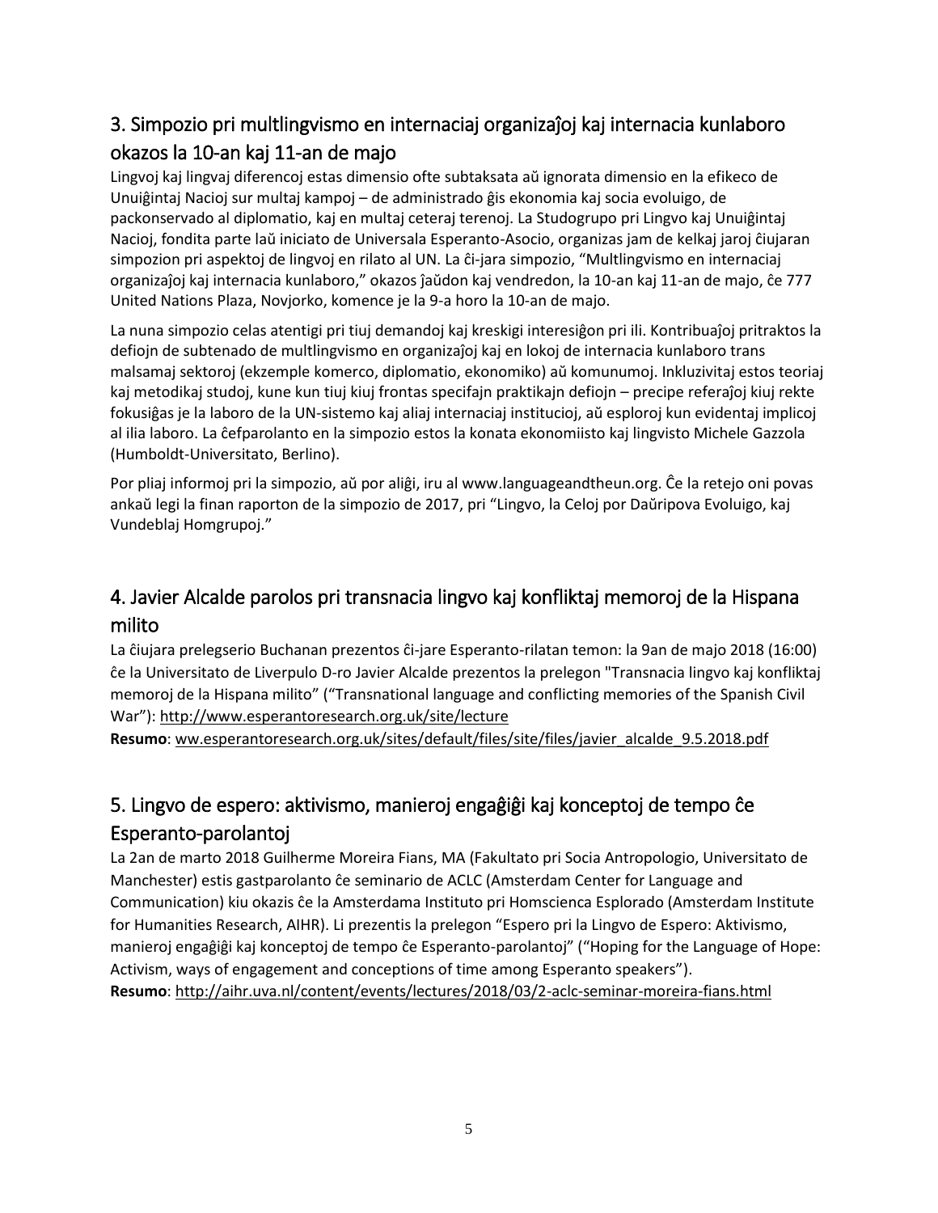## 3. Simpozio pri multlingvismo en internaciaj organizaĵoj kaj internacia kunlaboro okazos la 10-an kaj 11-an de majo

Lingvoj kaj lingvaj diferencoj estas dimensio ofte subtaksata aŭ ignorata dimensio en la efikeco de Unuiĝintaj Nacioj sur multaj kampoj – de administrado ĝis ekonomia kaj socia evoluigo, de packonservado al diplomatio, kaj en multaj ceteraj terenoj. La Studogrupo pri Lingvo kaj Unuiĝintaj Nacioj, fondita parte laŭ iniciato de Universala Esperanto-Asocio, organizas jam de kelkaj jaroj ĉiujaran simpozion pri aspektoj de lingvoj en rilato al UN. La ĉi-jara simpozio, "Multlingvismo en internaciaj organizaĵoj kaj internacia kunlaboro," okazos ĵaŭdon kaj vendredon, la 10-an kaj 11-an de majo, ĉe 777 United Nations Plaza, Novjorko, komence je la 9-a horo la 10-an de majo.

La nuna simpozio celas atentigi pri tiuj demandoj kaj kreskigi interesiĝon pri ili. Kontribuaĵoj pritraktos la defiojn de subtenado de multlingvismo en organizaĵoj kaj en lokoj de internacia kunlaboro trans malsamaj sektoroj (ekzemple komerco, diplomatio, ekonomiko) aŭ komunumoj. Inkluzivitaj estos teoriaj kaj metodikaj studoj, kune kun tiuj kiuj frontas specifajn praktikajn defiojn – precipe referaĵoj kiuj rekte fokusiĝas je la laboro de la UN-sistemo kaj aliaj internaciaj institucioj, aŭ esploroj kun evidentaj implicoj al ilia laboro. La ĉefparolanto en la simpozio estos la konata ekonomiisto kaj lingvisto Michele Gazzola (Humboldt-Universitato, Berlino).

Por pliaj informoj pri la simpozio, aŭ por aliĝi, iru al www.languageandtheun.org. Ĉe la retejo oni povas ankaŭ legi la finan raporton de la simpozio de 2017, pri "Lingvo, la Celoj por Daŭripova Evoluigo, kaj Vundeblaj Homgrupoj."

## 4. Javier Alcalde parolos pri transnacia lingvo kaj konfliktaj memoroj de la Hispana milito

La ĉiujara prelegserio Buchanan prezentos ĉi-jare Esperanto-rilatan temon: la 9an de majo 2018 (16:00) ĉe la Universitato de Liverpulo D-ro Javier Alcalde prezentos la prelegon "Transnacia lingvo kaj konfliktaj memoroj de la Hispana milito" ("Transnational language and conflicting memories of the Spanish Civil War"): http://www.esperantoresearch.org.uk/site/lecture

**Resumo**: ww.esperantoresearch.org.uk/sites/default/files/site/files/javier_alcalde_9.5.2018.pdf

## 5. Lingvo de espero: aktivismo, manieroj engaĝiĝi kaj konceptoj de tempo ĉe Esperanto-parolantoj

La 2an de marto 2018 Guilherme Moreira Fians, MA (Fakultato pri Socia Antropologio, Universitato de Manchester) estis gastparolanto ĉe seminario de ACLC (Amsterdam Center for Language and Communication) kiu okazis ĉe la Amsterdama Instituto pri Homscienca Esplorado (Amsterdam Institute for Humanities Research, AIHR). Li prezentis la prelegon "Espero pri la Lingvo de Espero: Aktivismo, manieroj engaĝiĝi kaj konceptoj de tempo ĉe Esperanto-parolantoj" ("Hoping for the Language of Hope: Activism, ways of engagement and conceptions of time among Esperanto speakers").

**Resumo**: http://aihr.uva.nl/content/events/lectures/2018/03/2-aclc-seminar-moreira-fians.html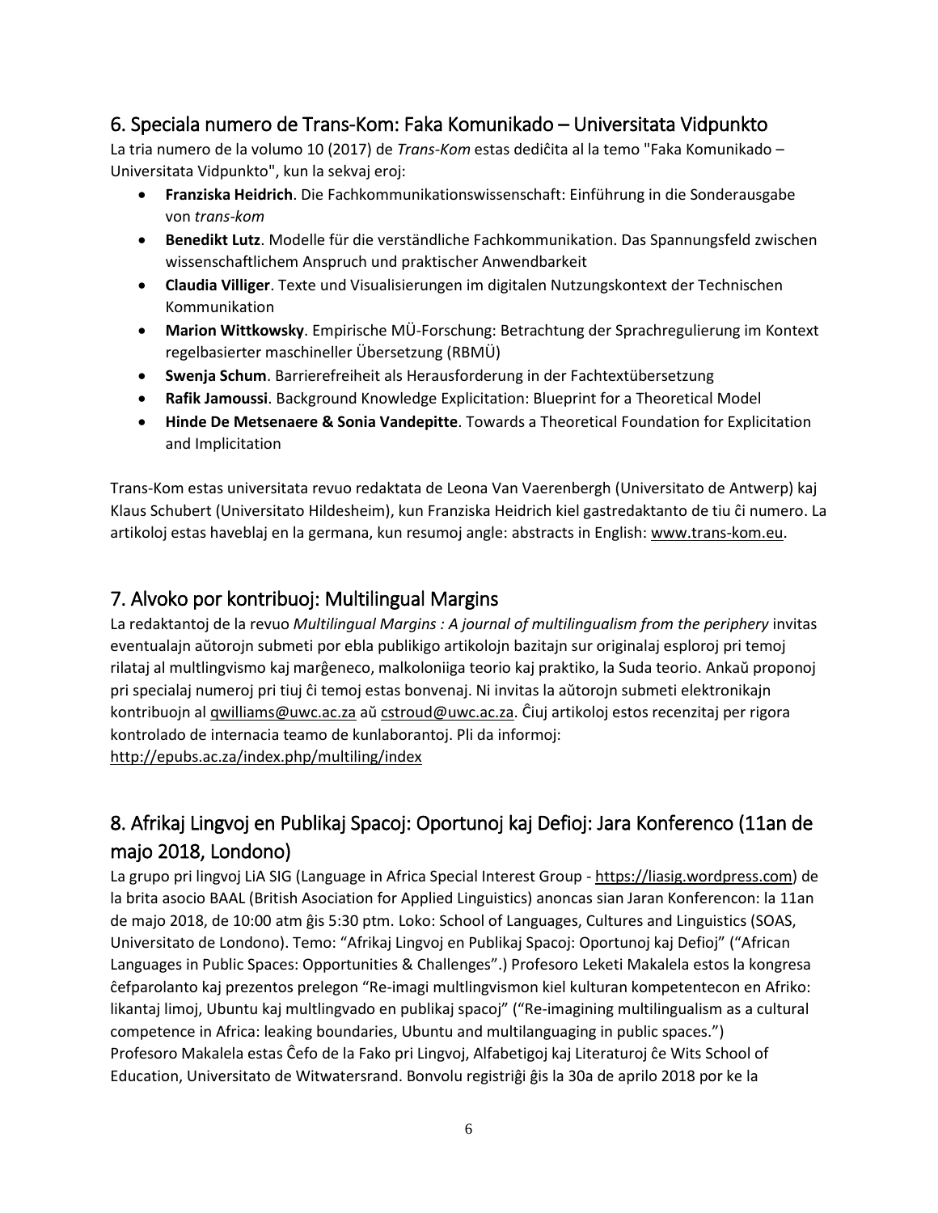## 6. Speciala numero de Trans-Kom: Faka Komunikado – Universitata Vidpunkto

La tria numero de la volumo 10 (2017) de *Trans-Kom* estas dediĉita al la temo "Faka Komunikado – Universitata Vidpunkto", kun la sekvaj eroj:

- **Franziska Heidrich**. Die Fachkommunikationswissenschaft: Einführung in die Sonderausgabe von *trans-kom*
- **Benedikt Lutz**. Modelle für die verständliche Fachkommunikation. Das Spannungsfeld zwischen wissenschaftlichem Anspruch und praktischer Anwendbarkeit
- **Claudia Villiger**. Texte und Visualisierungen im digitalen Nutzungskontext der Technischen Kommunikation
- **Marion Wittkowsky**. Empirische MÜ-Forschung: Betrachtung der Sprachregulierung im Kontext regelbasierter maschineller Übersetzung (RBMÜ)
- **Swenja Schum**. Barrierefreiheit als Herausforderung in der Fachtextübersetzung
- **Rafik Jamoussi**. Background Knowledge Explicitation: Blueprint for a Theoretical Model
- **Hinde De Metsenaere & Sonia Vandepitte**. Towards a Theoretical Foundation for Explicitation and Implicitation

Trans-Kom estas universitata revuo redaktata de Leona Van Vaerenbergh (Universitato de Antwerp) kaj Klaus Schubert (Universitato Hildesheim), kun Franziska Heidrich kiel gastredaktanto de tiu ĉi numero. La artikoloj estas haveblaj en la germana, kun resumoj angle: abstracts in English: www.trans-kom.eu.

## 7. Alvoko por kontribuoj: Multilingual Margins

La redaktantoj de la revuo *Multilingual Margins : A journal of multilingualism from the periphery* invitas eventualajn aŭtorojn submeti por ebla publikigo artikolojn bazitajn sur originalaj esploroj pri temoj rilataj al multlingvismo kaj marĝeneco, malkoloniiga teorio kaj praktiko, la Suda teorio. Ankaŭ proponoj pri specialaj numeroj pri tiuj ĉi temoj estas bonvenaj. Ni invitas la aŭtorojn submeti elektronikajn kontribuojn al qwilliams@uwc.ac.za aŭ cstroud@uwc.ac.za. Ĉiuj artikoloj estos recenzitaj per rigora kontrolado de internacia teamo de kunlaborantoj. Pli da informoj: http://epubs.ac.za/index.php/multiling/index

## 8. Afrikaj Lingvoj en Publikaj Spacoj: Oportunoj kaj Defioj: Jara Konferenco (11an de majo 2018, Londono)

La grupo pri lingvoj LiA SIG (Language in Africa Special Interest Group - https://liasig.wordpress.com) de la brita asocio BAAL (British Asociation for Applied Linguistics) anoncas sian Jaran Konferencon: la 11an de majo 2018, de 10:00 atm ĝis 5:30 ptm. Loko: School of Languages, Cultures and Linguistics (SOAS, Universitato de Londono). Temo: "Afrikaj Lingvoj en Publikaj Spacoj: Oportunoj kaj Defioj" ("African Languages in Public Spaces: Opportunities & Challenges".) Profesoro Leketi Makalela estos la kongresa ĉefparolanto kaj prezentos prelegon "Re-imagi multlingvismon kiel kulturan kompetentecon en Afriko: likantaj limoj, Ubuntu kaj multlingvado en publikaj spacoj" ("Re-imagining multilingualism as a cultural competence in Africa: leaking boundaries, Ubuntu and multilanguaging in public spaces.") Profesoro Makalela estas Ĉefo de la Fako pri Lingvoj, Alfabetigoj kaj Literaturoj ĉe Wits School of Education, Universitato de Witwatersrand. Bonvolu registriĝi ĝis la 30a de aprilo 2018 por ke la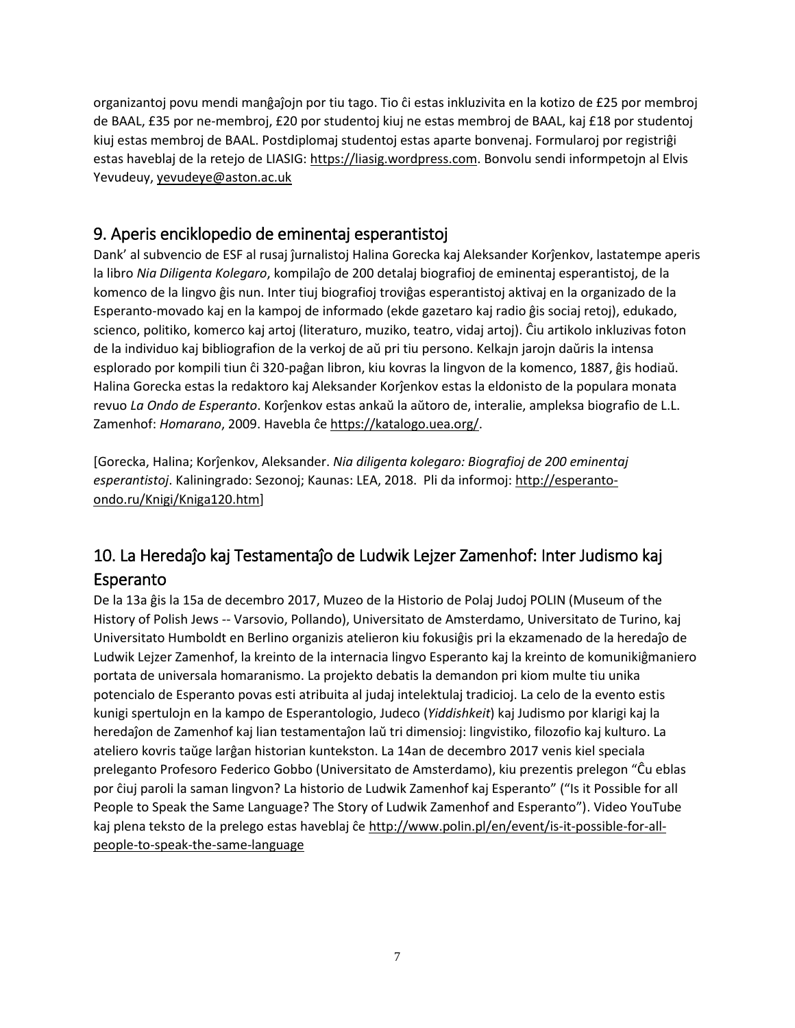organizantoj povu mendi manĝaĵojn por tiu tago. Tio ĉi estas inkluzivita en la kotizo de £25 por membroj de BAAL, £35 por ne-membroj, £20 por studentoj kiuj ne estas membroj de BAAL, kaj £18 por studentoj kiuj estas membroj de BAAL. Postdiplomaj studentoj estas aparte bonvenaj. Formularoj por registriĝi estas haveblaj de la retejo de LIASIG: https://liasig.wordpress.com. Bonvolu sendi informpetojn al Elvis Yevudeuy, yevudeye@aston.ac.uk

## 9. Aperis enciklopedio de eminentaj esperantistoj

Dank' al subvencio de ESF al rusaj ĵurnalistoj Halina Gorecka kaj Aleksander Korĵenkov, lastatempe aperis la libro *Nia Diligenta Kolegaro*, kompilaĵo de 200 detalaj biografioj de eminentaj esperantistoj, de la komenco de la lingvo ĝis nun. Inter tiuj biografioj troviĝas esperantistoj aktivaj en la organizado de la Esperanto-movado kaj en la kampoj de informado (ekde gazetaro kaj radio ĝis sociaj retoj), edukado, scienco, politiko, komerco kaj artoj (literaturo, muziko, teatro, vidaj artoj). Ĉiu artikolo inkluzivas foton de la individuo kaj bibliografion de la verkoj de aŭ pri tiu persono. Kelkajn jarojn daŭris la intensa esplorado por kompili tiun ĉi 320-paĝan libron, kiu kovras la lingvon de la komenco, 1887, ĝis hodiaŭ. Halina Gorecka estas la redaktoro kaj Aleksander Korĵenkov estas la eldonisto de la populara monata revuo *La Ondo de Esperanto*. Korĵenkov estas ankaŭ la aŭtoro de, interalie, ampleksa biografio de L.L. Zamenhof: *Homarano*, 2009. Havebla ĉe https://katalogo.uea.org/.

[Gorecka, Halina; Korĵenkov, Aleksander. *Nia diligenta kolegaro: Biografioj de 200 eminentaj esperantistoj*. Kaliningrado: Sezonoj; Kaunas: LEA, 2018. Pli da informoj: http://esperanto-ondo.ru/Knigi/Kniga120.htm]

## 10. La Heredaĵo kaj Testamentaĵo de Ludwik Lejzer Zamenhof: Inter Judismo kaj Esperanto

De la 13a ĝis la 15a de decembro 2017, Muzeo de la Historio de Polaj Judoj POLIN (Museum of the History of Polish Jews -- Varsovio, Pollando), Universitato de Amsterdamo, Universitato de Turino, kaj Universitato Humboldt en Berlino organizis atelieron kiu fokusiĝis pri la ekzamenado de la heredaĵo de Ludwik Lejzer Zamenhof, la kreinto de la internacia lingvo Esperanto kaj la kreinto de komunikiĝmaniero portata de universala homaranismo. La projekto debatis la demandon pri kiom multe tiu unika potencialo de Esperanto povas esti atribuita al judaj intelektulaj tradicioj. La celo de la evento estis kunigi spertulojn en la kampo de Esperantologio, Judeco (*Yiddishkeit*) kaj Judismo por klarigi kaj la heredaĵon de Zamenhof kaj lian testamentaĵon laŭ tri dimensioj: lingvistiko, filozofio kaj kulturo. La ateliero kovris taŭge larĝan historian kuntekston. La 14an de decembro 2017 venis kiel speciala preleganto Profesoro Federico Gobbo (Universitato de Amsterdamo), kiu prezentis prelegon "Ĉu eblas por ĉiuj paroli la saman lingvon? La historio de Ludwik Zamenhof kaj Esperanto" ("Is it Possible for all People to Speak the Same Language? The Story of Ludwik Zamenhof and Esperanto"). Video YouTube kaj plena teksto de la prelego estas haveblaj ĉe http://www.polin.pl/en/event/is-it-possible-for-all-people-to-speak-the-same-language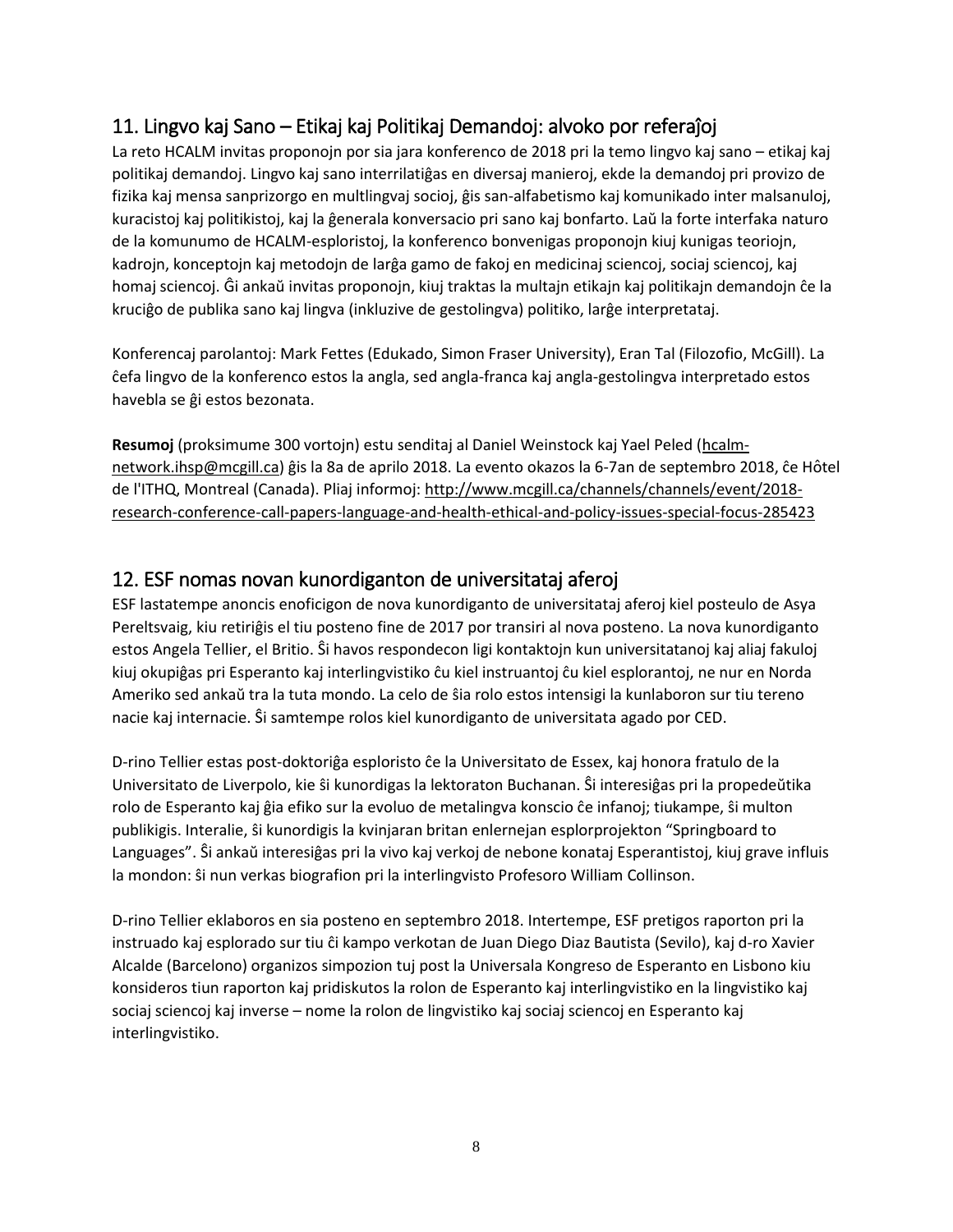## 11. Lingvo kaj Sano – Etikaj kaj Politikaj Demandoj: alvoko por referaĵoj

La reto HCALM invitas proponojn por sia jara konferenco de 2018 pri la temo lingvo kaj sano – etikaj kaj politikaj demandoj. Lingvo kaj sano interrilatiĝas en diversaj manieroj, ekde la demandoj pri provizo de fizika kaj mensa sanprizorgo en multlingvaj socioj, ĝis san-alfabetismo kaj komunikado inter malsanuloj, kuracistoj kaj politikistoj, kaj la ĝenerala konversacio pri sano kaj bonfarto. Laŭ la forte interfaka naturo de la komunumo de HCALM-esploristoj, la konferenco bonvenigas proponojn kiuj kunigas teoriojn, kadrojn, konceptojn kaj metodojn de larĝa gamo de fakoj en medicinaj sciencoj, sociaj sciencoj, kaj homaj sciencoj. Ĝi ankaŭ invitas proponojn, kiuj traktas la multajn etikajn kaj politikajn demandojn ĉe la kruciĝo de publika sano kaj lingva (inkluzive de gestolingva) politiko, larĝe interpretataj.

Konferencaj parolantoj: Mark Fettes (Edukado, Simon Fraser University), Eran Tal (Filozofio, McGill). La ĉefa lingvo de la konferenco estos la angla, sed angla-franca kaj angla-gestolingva interpretado estos havebla se ĝi estos bezonata.

**Resumoj** (proksimume 300 vortojn) estu senditaj al Daniel Weinstock kaj Yael Peled (hcalm-network.ihsp@mcgill.ca) ĝis la 8a de aprilo 2018. La evento okazos la 6-7an de septembro 2018, ĉe Hôtel de l'ITHQ, Montreal (Canada). Pliaj informoj: http://www.mcgill.ca/channels/channels/event/2018-research-conference-call-papers-language-and-health-ethical-and-policy-issues-special-focus-285423

## 12. ESF nomas novan kunordiganton de universitataj aferoj

ESF lastatempe anoncis enoficigon de nova kunordiganto de universitataj aferoj kiel posteulo de Asya Pereltsvaig, kiu retiriĝis el tiu posteno fine de 2017 por transiri al nova posteno. La nova kunordiganto estos Angela Tellier, el Britio. Ŝi havos respondecon ligi kontaktojn kun universitatanoj kaj aliaj fakuloj kiuj okupiĝas pri Esperanto kaj interlingvistiko ĉu kiel instruantoj ĉu kiel esplorantoj, ne nur en Norda Ameriko sed ankaŭ tra la tuta mondo. La celo de ŝia rolo estos intensigi la kunlaboron sur tiu tereno nacie kaj internacie. Ŝi samtempe rolos kiel kunordiganto de universitata agado por CED.

D-rino Tellier estas post-doktoriĝa esploristo ĉe la Universitato de Essex, kaj honora fratulo de la Universitato de Liverpolo, kie ŝi kunordigas la lektoraton Buchanan. Ŝi interesiĝas pri la propedeŭtika rolo de Esperanto kaj ĝia efiko sur la evoluo de metalingva konscio ĉe infanoj; tiukampe, ŝi multon publikigis. Interalie, ŝi kunordigis la kvinjaran britan enlernejan esplorprojekton "Springboard to Languages". Ŝi ankaŭ interesiĝas pri la vivo kaj verkoj de nebone konataj Esperantistoj, kiuj grave influis la mondon: ŝi nun verkas biografion pri la interlingvisto Profesoro William Collinson.

D-rino Tellier eklaboros en sia posteno en septembro 2018. Intertempe, ESF pretigos raporton pri la instruado kaj esplorado sur tiu ĉi kampo verkotan de Juan Diego Diaz Bautista (Sevilo), kaj d-ro Xavier Alcalde (Barcelono) organizos simpozion tuj post la Universala Kongreso de Esperanto en Lisbono kiu konsideros tiun raporton kaj pridiskutos la rolon de Esperanto kaj interlingvistiko en la lingvistiko kaj sociaj sciencoj kaj inverse – nome la rolon de lingvistiko kaj sociaj sciencoj en Esperanto kaj interlingvistiko.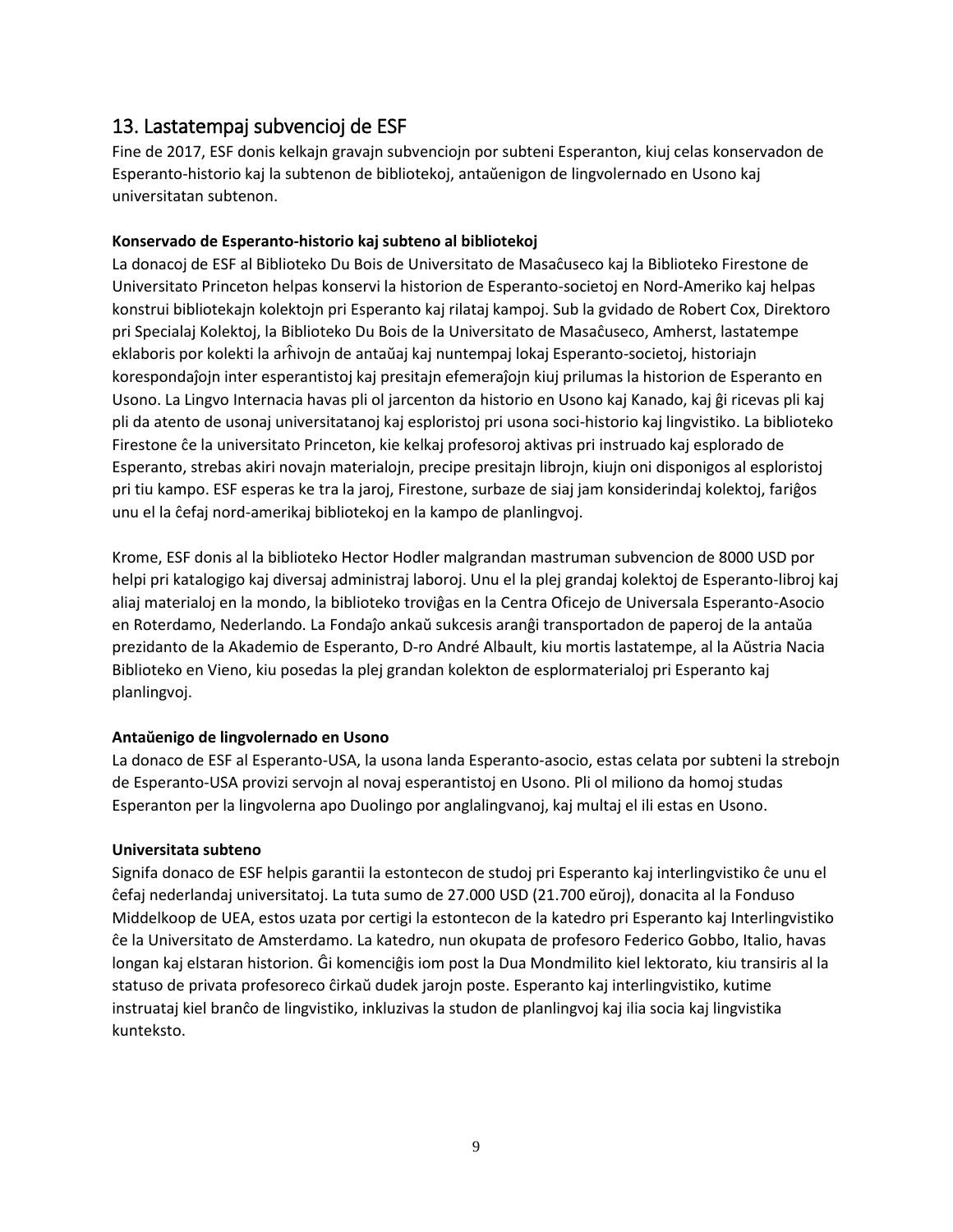## 13. Lastatempaj subvencioj de ESF

Fine de 2017, ESF donis kelkajn gravajn subvenciojn por subteni Esperanton, kiuj celas konservadon de Esperanto-historio kaj la subtenon de bibliotekoj, antaŭenigon de lingvolernado en Usono kaj universitatan subtenon.

**Konservado de Esperanto-historio kaj subteno al bibliotekoj**

La donacoj de ESF al Biblioteko Du Bois de Universitato de Masaĉuseco kaj la Biblioteko Firestone de Universitato Princeton helpas konservi la historion de Esperanto-societoj en Nord-Ameriko kaj helpas konstrui bibliotekajn kolektojn pri Esperanto kaj rilataj kampoj. Sub la gvidado de Robert Cox, Direktoro pri Specialaj Kolektoj, la Biblioteko Du Bois de la Universitato de Masaĉuseco, Amherst, lastatempe eklaboris por kolekti la arĥivojn de antaŭaj kaj nuntempaj lokaj Esperanto-societoj, historiajn korespondaĵojn inter esperantistoj kaj presitajn efemeraĵojn kiuj prilumas la historion de Esperanto en Usono. La Lingvo Internacia havas pli ol jarcenton da historio en Usono kaj Kanado, kaj ĝi ricevas pli kaj pli da atento de usonaj universitatanoj kaj esploristoj pri usona soci-historio kaj lingvistiko. La biblioteko Firestone ĉe la universitato Princeton, kie kelkaj profesoroj aktivas pri instruado kaj esplorado de Esperanto, strebas akiri novajn materialojn, precipe presitajn librojn, kiujn oni disponigos al esploristoj pri tiu kampo. ESF esperas ke tra la jaroj, Firestone, surbaze de siaj jam konsiderindaj kolektoj, fariĝos unu el la ĉefaj nord-amerikaj bibliotekoj en la kampo de planlingvoj.

Krome, ESF donis al la biblioteko Hector Hodler malgrandan mastruman subvencion de 8000 USD por helpi pri katalogigo kaj diversaj administraj laboroj. Unu el la plej grandaj kolektoj de Esperanto-libroj kaj aliaj materialoj en la mondo, la biblioteko troviĝas en la Centra Oficejo de Universala Esperanto-Asocio en Roterdamo, Nederlando. La Fondaĵo ankaŭ sukcesis aranĝi transportadon de paperoj de la antaŭa prezidanto de la Akademio de Esperanto, D-ro André Albault, kiu mortis lastatempe, al la Aŭstria Nacia Biblioteko en Vieno, kiu posedas la plej grandan kolekton de esplormaterialoj pri Esperanto kaj planlingvoj.

**Antaŭenigo de lingvolernado en Usono**

La donaco de ESF al Esperanto-USA, la usona landa Esperanto-asocio, estas celata por subteni la strebojn de Esperanto-USA provizi servojn al novaj esperantistoj en Usono. Pli ol miliono da homoj studas Esperanton per la lingvolerna apo Duolingo por anglalingvanoj, kaj multaj el ili estas en Usono.

**Universitata subteno**

Signifa donaco de ESF helpis garantii la estontecon de studoj pri Esperanto kaj interlingvistiko ĉe unu el ĉefaj nederlandaj universitatoj. La tuta sumo de 27.000 USD (21.700 eŭroj), donacita al la Fonduso Middelkoop de UEA, estos uzata por certigi la estontecon de la katedro pri Esperanto kaj Interlingvistiko ĉe la Universitato de Amsterdamo. La katedro, nun okupata de profesoro Federico Gobbo, Italio, havas longan kaj elstaran historion. Ĝi komenciĝis iom post la Dua Mondmilito kiel lektorato, kiu transiris al la statuso de privata profesoreco ĉirkaŭ dudek jarojn poste. Esperanto kaj interlingvistiko, kutime instruataj kiel branĉo de lingvistiko, inkluzivas la studon de planlingvoj kaj ilia socia kaj lingvistika kunteksto.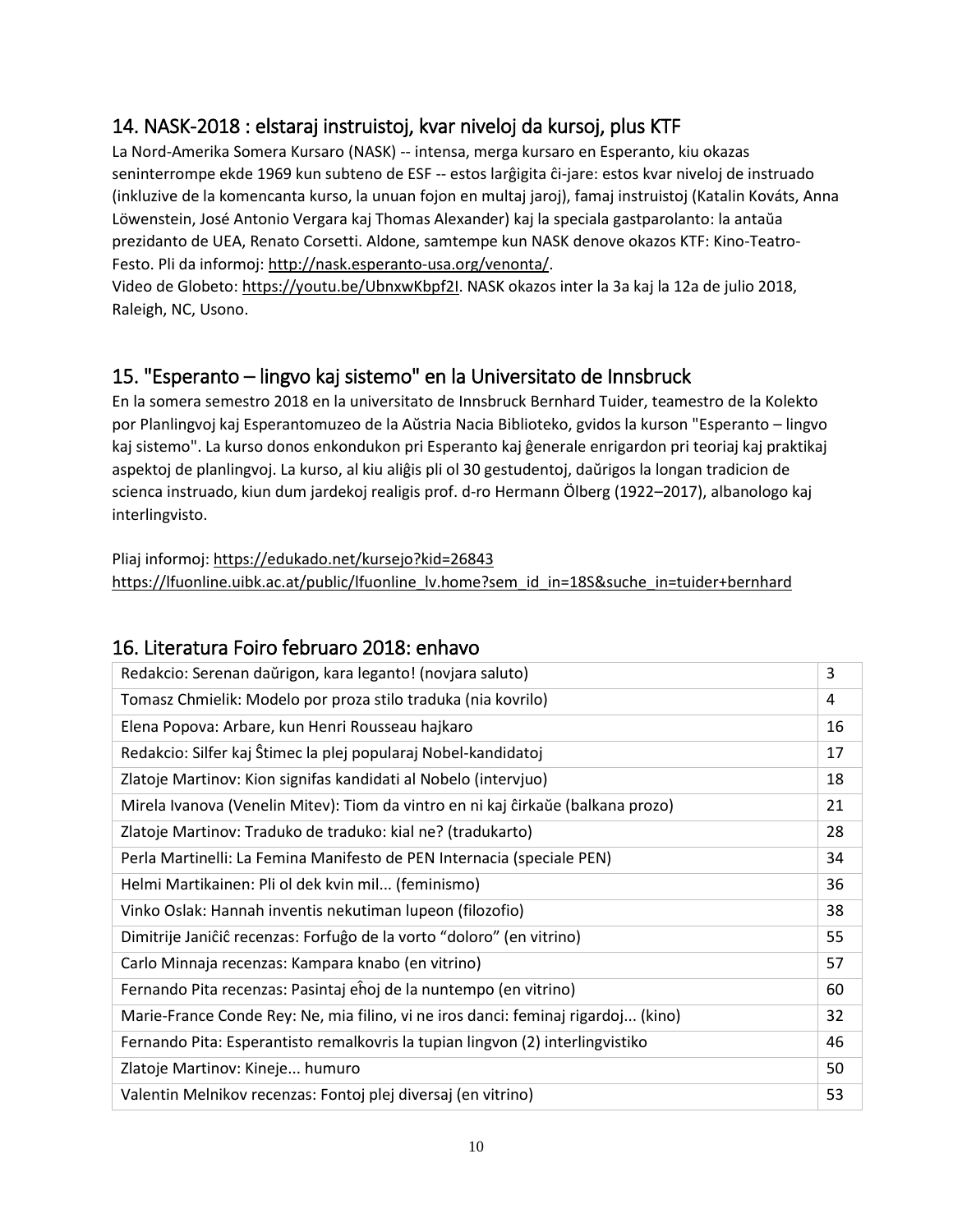## 14. NASK-2018 : elstaraj instruistoj, kvar niveloj da kursoj, plus KTF

La Nord-Amerika Somera Kursaro (NASK) -- intensa, merga kursaro en Esperanto, kiu okazas seninterrompe ekde 1969 kun subteno de ESF -- estos larĝigita ĉi-jare: estos kvar niveloj de instruado (inkluzive de la komencanta kurso, la unuan fojon en multaj jaroj), famaj instruistoj (Katalin Kováts, Anna Löwenstein, José Antonio Vergara kaj Thomas Alexander) kaj la speciala gastparolanto: la antaŭa prezidanto de UEA, Renato Corsetti. Aldone, samtempe kun NASK denove okazos KTF: Kino-Teatro-Festo. Pli da informoj: http://nask.esperanto-usa.org/venonta/.
Video de Globeto: https://youtu.be/UbnxwKbpf2I. NASK okazos inter la 3a kaj la 12a de julio 2018, Raleigh, NC, Usono.

## 15. "Esperanto – lingvo kaj sistemo" en la Universitato de Innsbruck

En la somera semestro 2018 en la universitato de Innsbruck Bernhard Tuider, teamestro de la Kolekto por Planlingvoj kaj Esperantomuzeo de la Aŭstria Nacia Biblioteko, gvidos la kurson "Esperanto – lingvo kaj sistemo". La kurso donos enkondukon pri Esperanto kaj ĝenerale enrigardon pri teoriaj kaj praktikaj aspektoj de planlingvoj. La kurso, al kiu aliĝis pli ol 30 gestudentoj, daŭrigos la longan tradicion de scienca instruado, kiun dum jardekoj realigis prof. d-ro Hermann Ölberg (1922–2017), albanologo kaj interlingvisto.

Pliaj informoj: https://edukado.net/kursejo?kid=26843
https://lfuonline.uibk.ac.at/public/lfuonline_lv.home?sem_id_in=18S&suche_in=tuider+bernhard

## 16. Literatura Foiro februaro 2018: enhavo

| | |
|---|---|
| Redakcio: Serenan daŭrigon, kara leganto! (novjara saluto) | 3 |
| Tomasz Chmielik: Modelo por proza stilo traduka (nia kovrilo) | 4 |
| Elena Popova: Arbare, kun Henri Rousseau hajkaro | 16 |
| Redakcio: Silfer kaj Ŝtimec la plej popularaj Nobel-kandidatoj | 17 |
| Zlatoje Martinov: Kion signifas kandidati al Nobelo (intervjuo) | 18 |
| Mirela Ivanova (Venelin Mitev): Tiom da vintro en ni kaj ĉirkaŭe (balkana prozo) | 21 |
| Zlatoje Martinov: Traduko de traduko: kial ne? (tradukarto) | 28 |
| Perla Martinelli: La Femina Manifesto de PEN Internacia (speciale PEN) | 34 |
| Helmi Martikainen: Pli ol dek kvin mil... (feminismo) | 36 |
| Vinko Oslak: Hannah inventis nekutiman lupeon (filozofio) | 38 |
| Dimitrije Janiĉiĉ recenzas: Forfuĝo de la vorto "doloro" (en vitrino) | 55 |
| Carlo Minnaja recenzas: Kampara knabo (en vitrino) | 57 |
| Fernando Pita recenzas: Pasintaj eĥoj de la nuntempo (en vitrino) | 60 |
| Marie-France Conde Rey: Ne, mia filino, vi ne iros danci: feminaj rigardoj... (kino) | 32 |
| Fernando Pita: Esperantisto remalkovris la tupian lingvon (2) interlingvistiko | 46 |
| Zlatoje Martinov: Kineje... humuro | 50 |
| Valentin Melnikov recenzas: Fontoj plej diversaj (en vitrino) | 53 |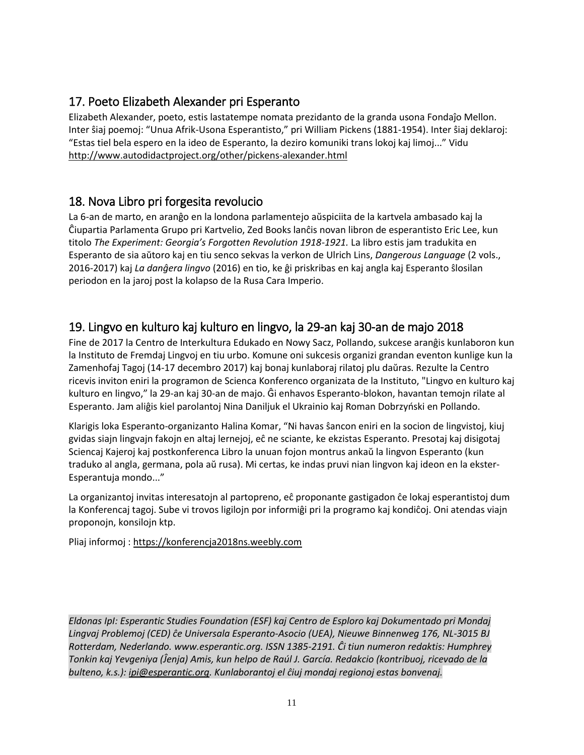## 17. Poeto Elizabeth Alexander pri Esperanto

Elizabeth Alexander, poeto, estis lastatempe nomata prezidanto de la granda usona Fondaĵo Mellon. Inter ŝiaj poemoj: "Unua Afrik-Usona Esperantisto," pri William Pickens (1881-1954). Inter ŝiaj deklaroj: "Estas tiel bela espero en la ideo de Esperanto, la deziro komuniki trans lokoj kaj limoj..." Vidu http://www.autodidactproject.org/other/pickens-alexander.html

## 18. Nova Libro pri forgesita revolucio

La 6-an de marto, en aranĝo en la londona parlamentejo aŭspiciita de la kartvela ambasado kaj la Ĉiupartia Parlamenta Grupo pri Kartvelio, Zed Books lanĉis novan libron de esperantisto Eric Lee, kun titolo *The Experiment: Georgia's Forgotten Revolution 1918-1921.* La libro estis jam tradukita en Esperanto de sia aŭtoro kaj en tiu senco sekvas la verkon de Ulrich Lins, *Dangerous Language* (2 vols., 2016-2017) kaj *La danĝera lingvo* (2016) en tio, ke ĝi priskribas en kaj angla kaj Esperanto ŝlosilan periodon en la jaroj post la kolapso de la Rusa Cara Imperio.

## 19. Lingvo en kulturo kaj kulturo en lingvo, la 29-an kaj 30-an de majo 2018

Fine de 2017 la Centro de Interkultura Edukado en Nowy Sacz, Pollando, sukcese aranĝis kunlaboron kun la Instituto de Fremdaj Lingvoj en tiu urbo. Komune oni sukcesis organizi grandan eventon kunlige kun la Zamenhofaj Tagoj (14-17 decembro 2017) kaj bonaj kunlaboraj rilatoj plu daŭras. Rezulte la Centro ricevis inviton eniri la programon de Scienca Konferenco organizata de la Instituto, "Lingvo en kulturo kaj kulturo en lingvo," la 29-an kaj 30-an de majo. Ĝi enhavos Esperanto-blokon, havantan temojn rilate al Esperanto. Jam aliĝis kiel parolantoj Nina Daniljuk el Ukrainio kaj Roman Dobrzyński en Pollando.

Klarigis loka Esperanto-organizanto Halina Komar, "Ni havas ŝancon eniri en la socion de lingvistoj, kiuj gvidas siajn lingvajn fakojn en altaj lernejoj, eĉ ne sciante, ke ekzistas Esperanto. Presotaj kaj disigotaj Sciencaj Kajeroj kaj postkonferenca Libro la unuan fojon montrus ankaŭ la lingvon Esperanto (kun traduko al angla, germana, pola aŭ rusa). Mi certas, ke indas pruvi nian lingvon kaj ideon en la ekster-Esperantuja mondo..."

La organizantoj invitas interesatojn al partopreno, eĉ proponante gastigadon ĉe lokaj esperantistoj dum la Konferencaj tagoj. Sube vi trovos ligilojn por informiĝi pri la programo kaj kondiĉoj. Oni atendas viajn proponojn, konsilojn ktp.

Pliaj informoj : https://konferencja2018ns.weebly.com

*Eldonas IpI: Esperantic Studies Foundation (ESF) kaj Centro de Esploro kaj Dokumentado pri Mondaj Lingvaj Problemoj (CED) ĉe Universala Esperanto-Asocio (UEA), Nieuwe Binnenweg 176, NL-3015 BJ Rotterdam, Nederlando. www.esperantic.org. ISSN 1385-2191. Ĉi tiun numeron redaktis: Humphrey Tonkin kaj Yevgeniya (Ĵenja) Amis, kun helpo de Raúl J. García. Redakcio (kontribuoj, ricevado de la bulteno, k.s.): ipi@esperantic.org. Kunlaborantoj el ĉiuj mondaj regionoj estas bonvenaj.*